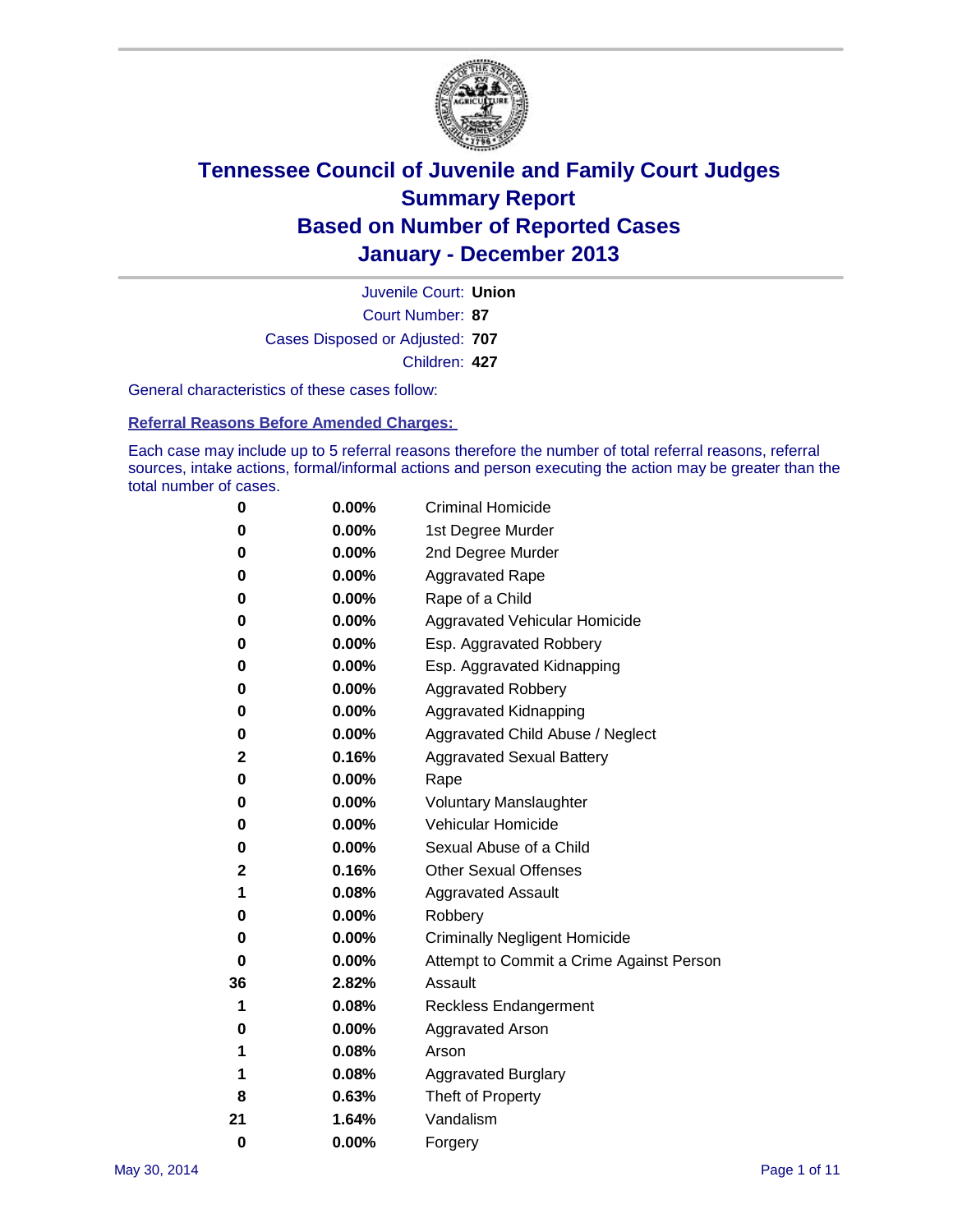# Tennessee Council of Juvenile and Family Court Judges
## Summary Report
## Based on Number of Reported Cases
## January - December 2013

Juvenile Court: **Union**
Court Number: **87**
Cases Disposed or Adjusted: **707**
Children: **427**

General characteristics of these cases follow:

**Referral Reasons Before Amended Charges:**

Each case may include up to 5 referral reasons therefore the number of total referral reasons, referral sources, intake actions, formal/informal actions and person executing the action may be greater than the total number of cases.

| Count | Percent | Referral Reason |
|---|---|---|
| 0 | 0.00% | Criminal Homicide |
| 0 | 0.00% | 1st Degree Murder |
| 0 | 0.00% | 2nd Degree Murder |
| 0 | 0.00% | Aggravated Rape |
| 0 | 0.00% | Rape of a Child |
| 0 | 0.00% | Aggravated Vehicular Homicide |
| 0 | 0.00% | Esp. Aggravated Robbery |
| 0 | 0.00% | Esp. Aggravated Kidnapping |
| 0 | 0.00% | Aggravated Robbery |
| 0 | 0.00% | Aggravated Kidnapping |
| 0 | 0.00% | Aggravated Child Abuse / Neglect |
| 2 | 0.16% | Aggravated Sexual Battery |
| 0 | 0.00% | Rape |
| 0 | 0.00% | Voluntary Manslaughter |
| 0 | 0.00% | Vehicular Homicide |
| 0 | 0.00% | Sexual Abuse of a Child |
| 2 | 0.16% | Other Sexual Offenses |
| 1 | 0.08% | Aggravated Assault |
| 0 | 0.00% | Robbery |
| 0 | 0.00% | Criminally Negligent Homicide |
| 0 | 0.00% | Attempt to Commit a Crime Against Person |
| 36 | 2.82% | Assault |
| 1 | 0.08% | Reckless Endangerment |
| 0 | 0.00% | Aggravated Arson |
| 1 | 0.08% | Arson |
| 1 | 0.08% | Aggravated Burglary |
| 8 | 0.63% | Theft of Property |
| 21 | 1.64% | Vandalism |
| 0 | 0.00% | Forgery |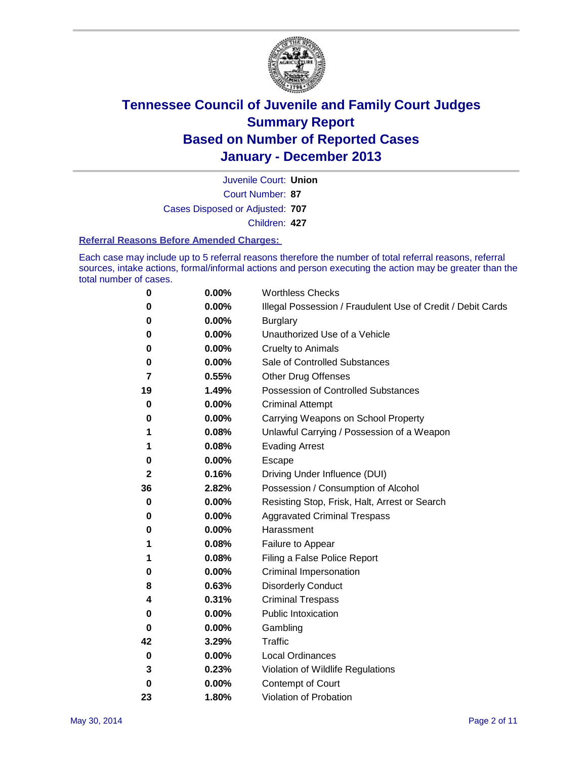# Tennessee Council of Juvenile and Family Court Judges
# Summary Report
# Based on Number of Reported Cases
# January - December 2013

Juvenile Court: **Union**

Court Number: **87**

Cases Disposed or Adjusted: **707**

Children: **427**

### Referral Reasons Before Amended Charges:

Each case may include up to 5 referral reasons therefore the number of total referral reasons, referral sources, intake actions, formal/informal actions and person executing the action may be greater than the total number of cases.

| | | |
|---|---|---|
| 0 | 0.00% | Worthless Checks |
| 0 | 0.00% | Illegal Possession / Fraudulent Use of Credit / Debit Cards |
| 0 | 0.00% | Burglary |
| 0 | 0.00% | Unauthorized Use of a Vehicle |
| 0 | 0.00% | Cruelty to Animals |
| 0 | 0.00% | Sale of Controlled Substances |
| 7 | 0.55% | Other Drug Offenses |
| 19 | 1.49% | Possession of Controlled Substances |
| 0 | 0.00% | Criminal Attempt |
| 0 | 0.00% | Carrying Weapons on School Property |
| 1 | 0.08% | Unlawful Carrying / Possession of a Weapon |
| 1 | 0.08% | Evading Arrest |
| 0 | 0.00% | Escape |
| 2 | 0.16% | Driving Under Influence (DUI) |
| 36 | 2.82% | Possession / Consumption of Alcohol |
| 0 | 0.00% | Resisting Stop, Frisk, Halt, Arrest or Search |
| 0 | 0.00% | Aggravated Criminal Trespass |
| 0 | 0.00% | Harassment |
| 1 | 0.08% | Failure to Appear |
| 1 | 0.08% | Filing a False Police Report |
| 0 | 0.00% | Criminal Impersonation |
| 8 | 0.63% | Disorderly Conduct |
| 4 | 0.31% | Criminal Trespass |
| 0 | 0.00% | Public Intoxication |
| 0 | 0.00% | Gambling |
| 42 | 3.29% | Traffic |
| 0 | 0.00% | Local Ordinances |
| 3 | 0.23% | Violation of Wildlife Regulations |
| 0 | 0.00% | Contempt of Court |
| 23 | 1.80% | Violation of Probation |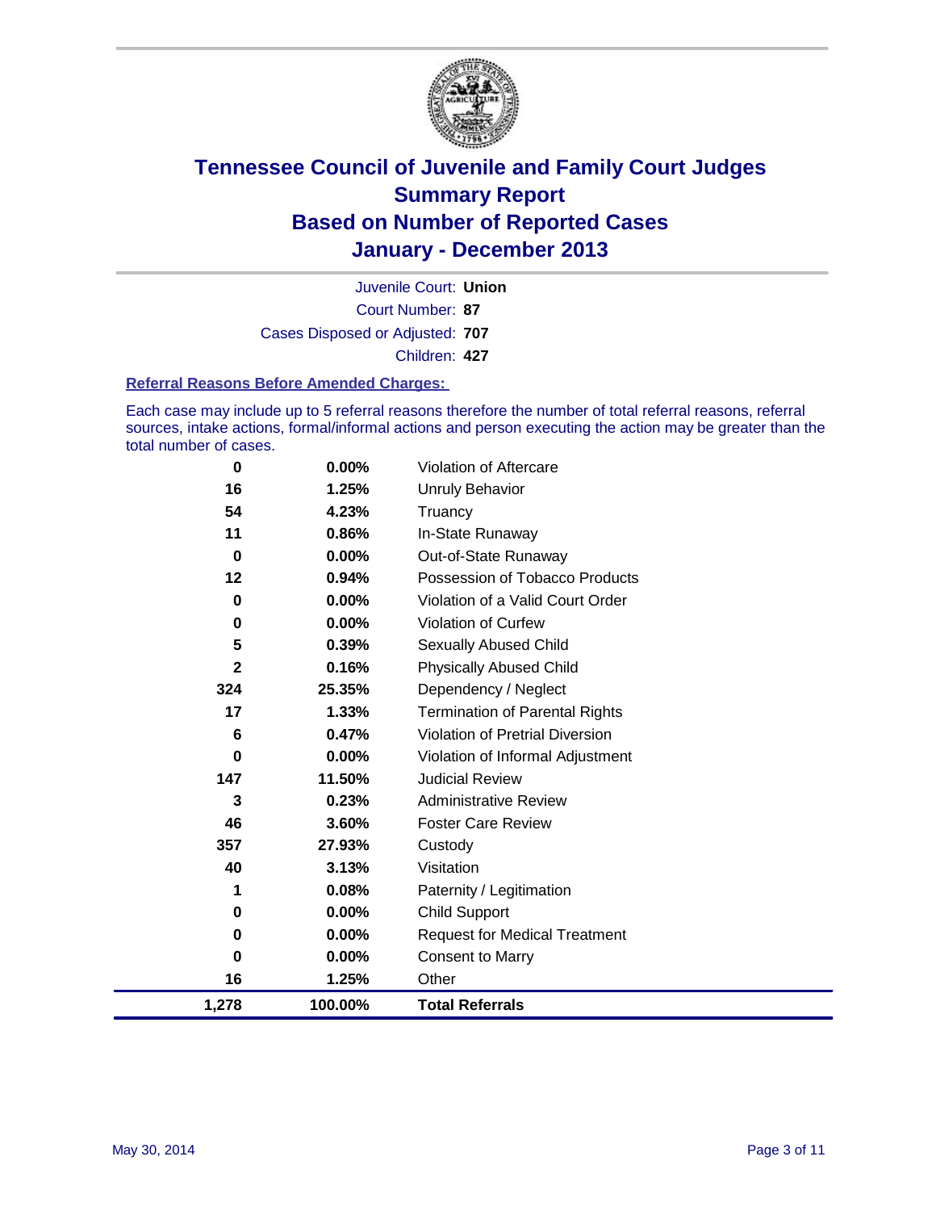# Tennessee Council of Juvenile and Family Court Judges
# Summary Report
# Based on Number of Reported Cases
# January - December 2013

Juvenile Court: **Union**

Court Number: **87**

Cases Disposed or Adjusted: **707**

Children: **427**

**Referral Reasons Before Amended Charges:**

Each case may include up to 5 referral reasons therefore the number of total referral reasons, referral sources, intake actions, formal/informal actions and person executing the action may be greater than the total number of cases.

| Count | Percent | Referral Reason |
|---|---|---|
| 0 | 0.00% | Violation of Aftercare |
| 16 | 1.25% | Unruly Behavior |
| 54 | 4.23% | Truancy |
| 11 | 0.86% | In-State Runaway |
| 0 | 0.00% | Out-of-State Runaway |
| 12 | 0.94% | Possession of Tobacco Products |
| 0 | 0.00% | Violation of a Valid Court Order |
| 0 | 0.00% | Violation of Curfew |
| 5 | 0.39% | Sexually Abused Child |
| 2 | 0.16% | Physically Abused Child |
| 324 | 25.35% | Dependency / Neglect |
| 17 | 1.33% | Termination of Parental Rights |
| 6 | 0.47% | Violation of Pretrial Diversion |
| 0 | 0.00% | Violation of Informal Adjustment |
| 147 | 11.50% | Judicial Review |
| 3 | 0.23% | Administrative Review |
| 46 | 3.60% | Foster Care Review |
| 357 | 27.93% | Custody |
| 40 | 3.13% | Visitation |
| 1 | 0.08% | Paternity / Legitimation |
| 0 | 0.00% | Child Support |
| 0 | 0.00% | Request for Medical Treatment |
| 0 | 0.00% | Consent to Marry |
| 16 | 1.25% | Other |
| **1,278** | **100.00%** | **Total Referrals** |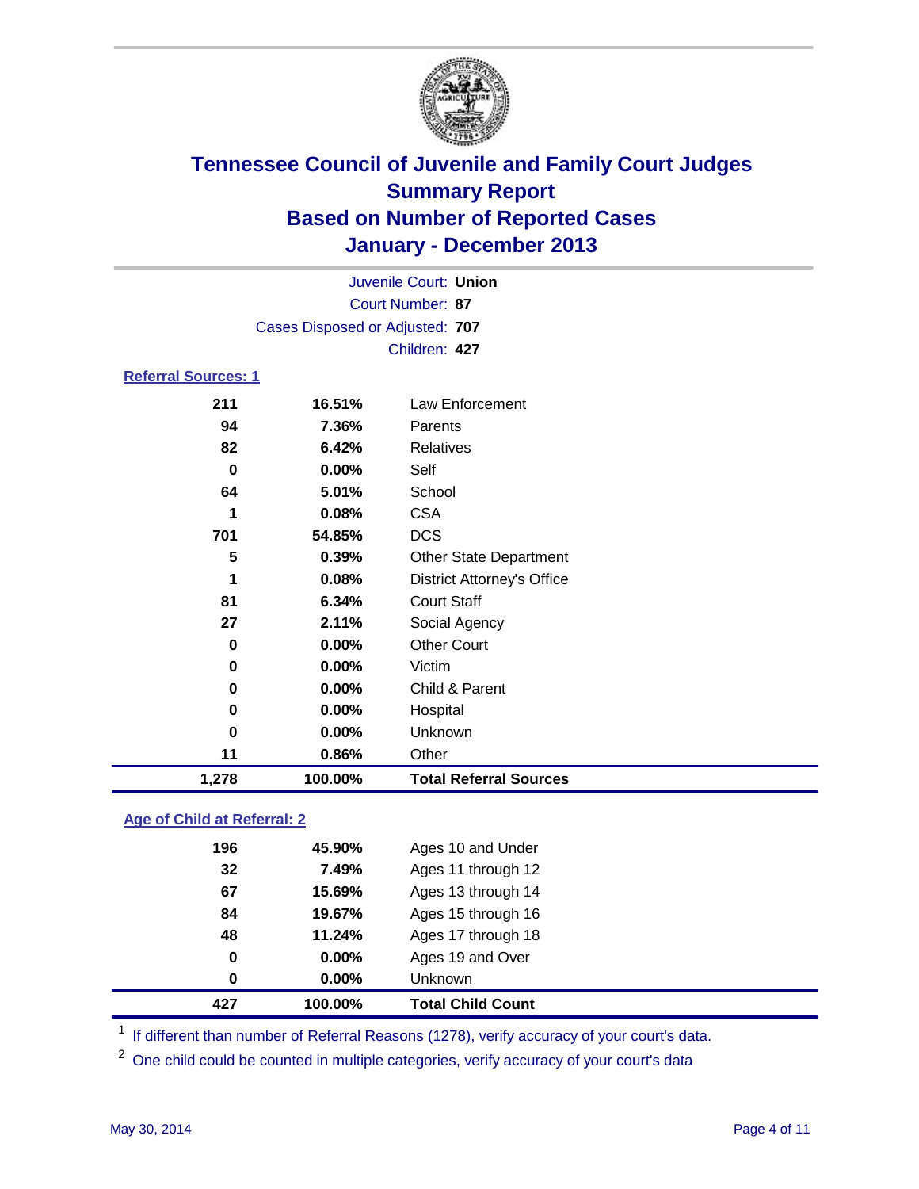# Tennessee Council of Juvenile and Family Court Judges
## Summary Report
## Based on Number of Reported Cases
## January - December 2013

Juvenile Court: **Union**
Court Number: **87**
Cases Disposed or Adjusted: **707**
Children: **427**

### Referral Sources: 1

| | | |
|---|---|---|
| 211 | 16.51% | Law Enforcement |
| 94 | 7.36% | Parents |
| 82 | 6.42% | Relatives |
| 0 | 0.00% | Self |
| 64 | 5.01% | School |
| 1 | 0.08% | CSA |
| 701 | 54.85% | DCS |
| 5 | 0.39% | Other State Department |
| 1 | 0.08% | District Attorney's Office |
| 81 | 6.34% | Court Staff |
| 27 | 2.11% | Social Agency |
| 0 | 0.00% | Other Court |
| 0 | 0.00% | Victim |
| 0 | 0.00% | Child & Parent |
| 0 | 0.00% | Hospital |
| 0 | 0.00% | Unknown |
| 11 | 0.86% | Other |
| **1,278** | **100.00%** | **Total Referral Sources** |

### Age of Child at Referral: 2

| | | |
|---|---|---|
| 196 | 45.90% | Ages 10 and Under |
| 32 | 7.49% | Ages 11 through 12 |
| 67 | 15.69% | Ages 13 through 14 |
| 84 | 19.67% | Ages 15 through 16 |
| 48 | 11.24% | Ages 17 through 18 |
| 0 | 0.00% | Ages 19 and Over |
| 0 | 0.00% | Unknown |
| **427** | **100.00%** | **Total Child Count** |

[1] If different than number of Referral Reasons (1278), verify accuracy of your court's data.

[2] One child could be counted in multiple categories, verify accuracy of your court's data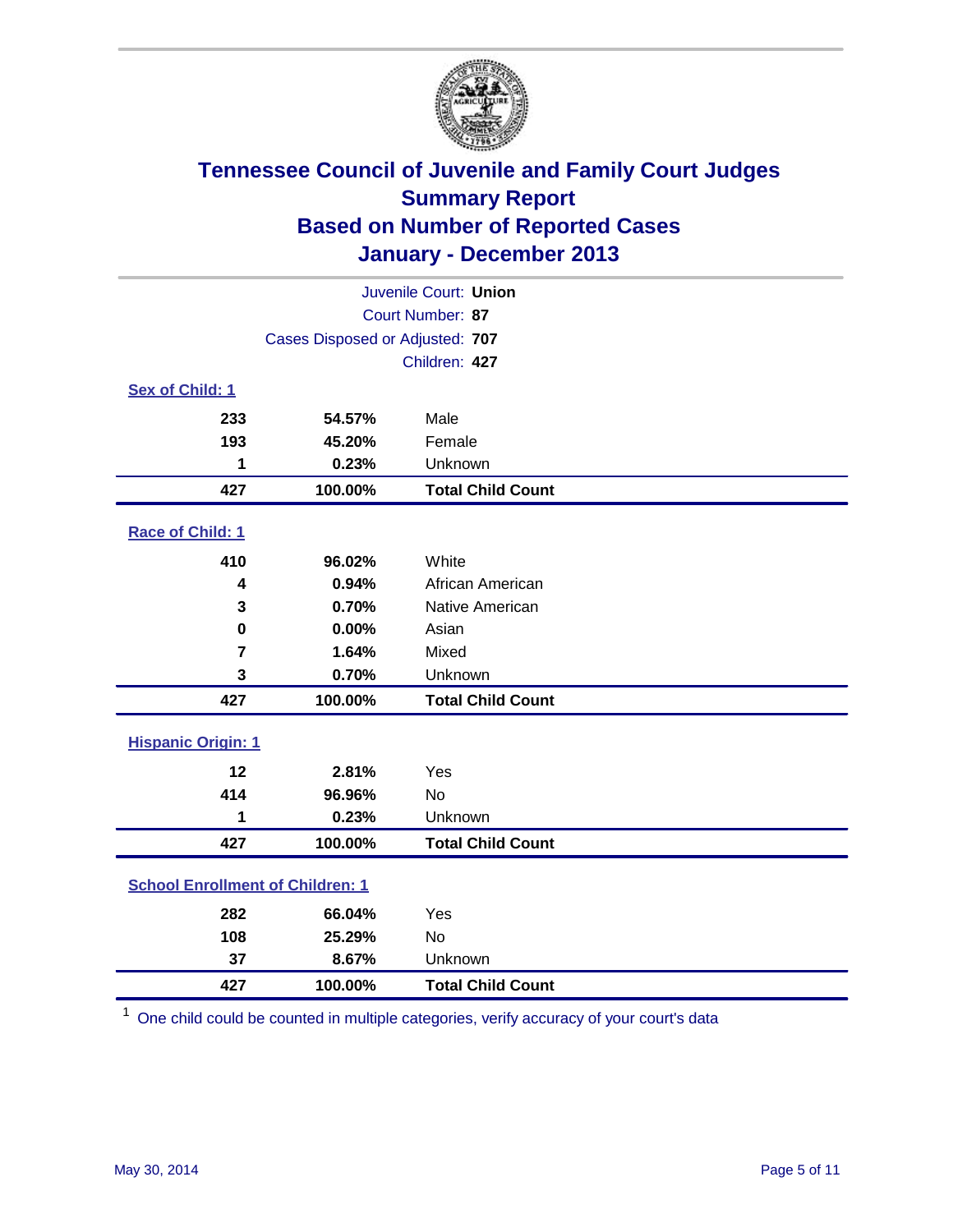# Tennessee Council of Juvenile and Family Court Judges
## Summary Report
## Based on Number of Reported Cases
## January - December 2013

Juvenile Court: **Union**
Court Number: **87**
Cases Disposed or Adjusted: **707**
Children: **427**

### Sex of Child: 1

| Count | Percent | Category |
|---|---|---|
| 233 | 54.57% | Male |
| 193 | 45.20% | Female |
| 1 | 0.23% | Unknown |
| **427** | **100.00%** | **Total Child Count** |

### Race of Child: 1

| Count | Percent | Category |
|---|---|---|
| 410 | 96.02% | White |
| 4 | 0.94% | African American |
| 3 | 0.70% | Native American |
| 0 | 0.00% | Asian |
| 7 | 1.64% | Mixed |
| 3 | 0.70% | Unknown |
| **427** | **100.00%** | **Total Child Count** |

### Hispanic Origin: 1

| Count | Percent | Category |
|---|---|---|
| 12 | 2.81% | Yes |
| 414 | 96.96% | No |
| 1 | 0.23% | Unknown |
| **427** | **100.00%** | **Total Child Count** |

### School Enrollment of Children: 1

| Count | Percent | Category |
|---|---|---|
| 282 | 66.04% | Yes |
| 108 | 25.29% | No |
| 37 | 8.67% | Unknown |
| **427** | **100.00%** | **Total Child Count** |

[1] One child could be counted in multiple categories, verify accuracy of your court's data

May 30, 2014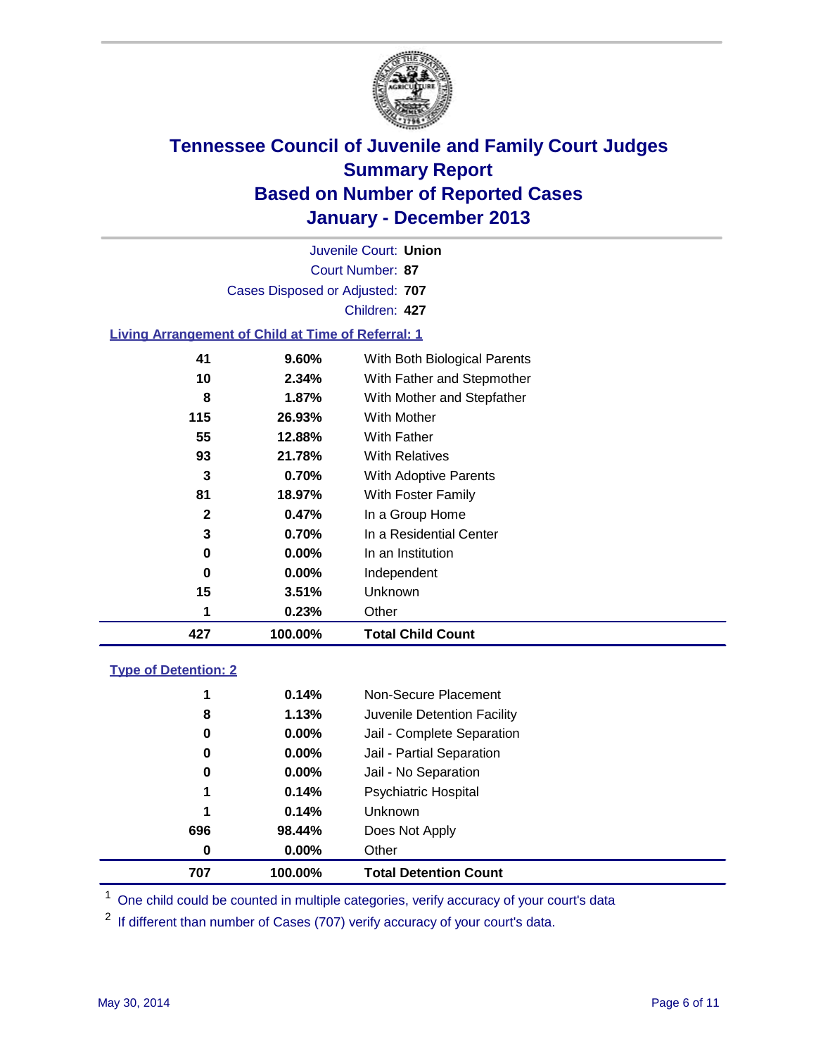# Tennessee Council of Juvenile and Family Court Judges
## Summary Report
## Based on Number of Reported Cases
## January - December 2013

Juvenile Court: **Union**
Court Number: **87**
Cases Disposed or Adjusted: **707**
Children: **427**

### Living Arrangement of Child at Time of Referral: 1

| Count | Percent | Category |
|---|---|---|
| 41 | 9.60% | With Both Biological Parents |
| 10 | 2.34% | With Father and Stepmother |
| 8 | 1.87% | With Mother and Stepfather |
| 115 | 26.93% | With Mother |
| 55 | 12.88% | With Father |
| 93 | 21.78% | With Relatives |
| 3 | 0.70% | With Adoptive Parents |
| 81 | 18.97% | With Foster Family |
| 2 | 0.47% | In a Group Home |
| 3 | 0.70% | In a Residential Center |
| 0 | 0.00% | In an Institution |
| 0 | 0.00% | Independent |
| 15 | 3.51% | Unknown |
| 1 | 0.23% | Other |
| **427** | **100.00%** | **Total Child Count** |

### Type of Detention: 2

| Count | Percent | Category |
|---|---|---|
| 1 | 0.14% | Non-Secure Placement |
| 8 | 1.13% | Juvenile Detention Facility |
| 0 | 0.00% | Jail - Complete Separation |
| 0 | 0.00% | Jail - Partial Separation |
| 0 | 0.00% | Jail - No Separation |
| 1 | 0.14% | Psychiatric Hospital |
| 1 | 0.14% | Unknown |
| 696 | 98.44% | Does Not Apply |
| 0 | 0.00% | Other |
| **707** | **100.00%** | **Total Detention Count** |

[1] One child could be counted in multiple categories, verify accuracy of your court's data

[2] If different than number of Cases (707) verify accuracy of your court's data.

May 30, 2014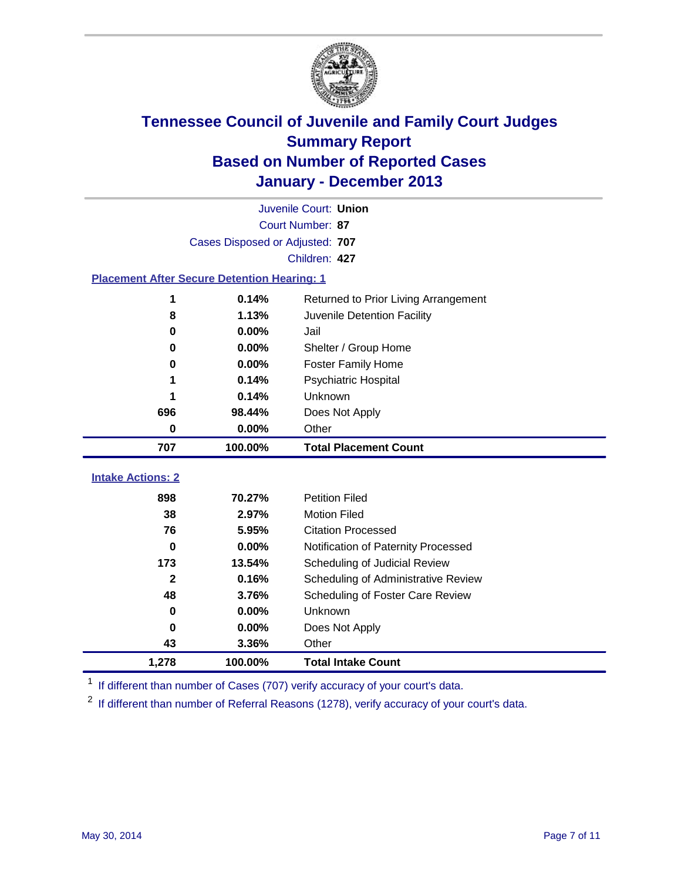# Tennessee Council of Juvenile and Family Court Judges
## Summary Report
## Based on Number of Reported Cases
## January - December 2013

Juvenile Court: **Union**
Court Number: **87**
Cases Disposed or Adjusted: **707**
Children: **427**

### Placement After Secure Detention Hearing: 1

| | | |
|---|---|---|
| 1 | 0.14% | Returned to Prior Living Arrangement |
| 8 | 1.13% | Juvenile Detention Facility |
| 0 | 0.00% | Jail |
| 0 | 0.00% | Shelter / Group Home |
| 0 | 0.00% | Foster Family Home |
| 1 | 0.14% | Psychiatric Hospital |
| 1 | 0.14% | Unknown |
| 696 | 98.44% | Does Not Apply |
| 0 | 0.00% | Other |
| **707** | **100.00%** | **Total Placement Count** |

### Intake Actions: 2

| | | |
|---|---|---|
| 898 | 70.27% | Petition Filed |
| 38 | 2.97% | Motion Filed |
| 76 | 5.95% | Citation Processed |
| 0 | 0.00% | Notification of Paternity Processed |
| 173 | 13.54% | Scheduling of Judicial Review |
| 2 | 0.16% | Scheduling of Administrative Review |
| 48 | 3.76% | Scheduling of Foster Care Review |
| 0 | 0.00% | Unknown |
| 0 | 0.00% | Does Not Apply |
| 43 | 3.36% | Other |
| **1,278** | **100.00%** | **Total Intake Count** |

[1] If different than number of Cases (707) verify accuracy of your court's data.

[2] If different than number of Referral Reasons (1278), verify accuracy of your court's data.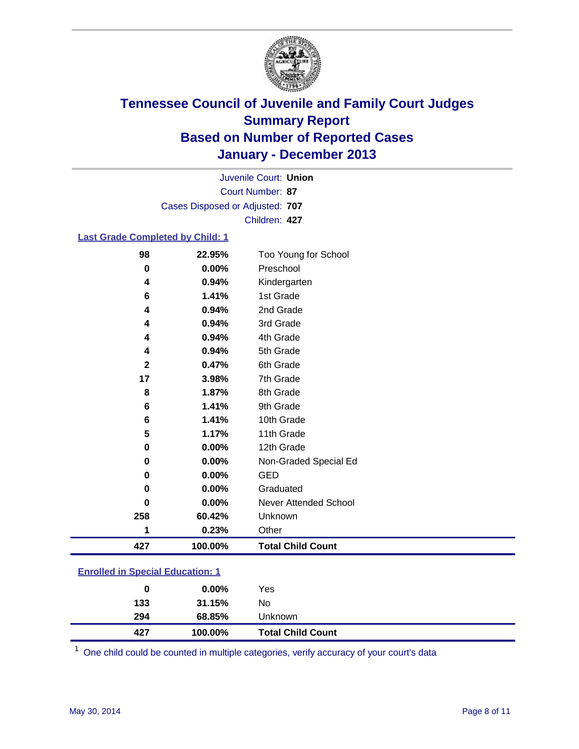# Tennessee Council of Juvenile and Family Court Judges
## Summary Report
## Based on Number of Reported Cases
## January - December 2013

Juvenile Court: **Union**
Court Number: **87**
Cases Disposed or Adjusted: **707**
Children: **427**

### Last Grade Completed by Child: 1

| | | |
|---|---|---|
| **98** | **22.95%** | Too Young for School |
| **0** | **0.00%** | Preschool |
| **4** | **0.94%** | Kindergarten |
| **6** | **1.41%** | 1st Grade |
| **4** | **0.94%** | 2nd Grade |
| **4** | **0.94%** | 3rd Grade |
| **4** | **0.94%** | 4th Grade |
| **4** | **0.94%** | 5th Grade |
| **2** | **0.47%** | 6th Grade |
| **17** | **3.98%** | 7th Grade |
| **8** | **1.87%** | 8th Grade |
| **6** | **1.41%** | 9th Grade |
| **6** | **1.41%** | 10th Grade |
| **5** | **1.17%** | 11th Grade |
| **0** | **0.00%** | 12th Grade |
| **0** | **0.00%** | Non-Graded Special Ed |
| **0** | **0.00%** | GED |
| **0** | **0.00%** | Graduated |
| **0** | **0.00%** | Never Attended School |
| **258** | **60.42%** | Unknown |
| **1** | **0.23%** | Other |
| **427** | **100.00%** | **Total Child Count** |

### Enrolled in Special Education: 1

| | | |
|---|---|---|
| **0** | **0.00%** | Yes |
| **133** | **31.15%** | No |
| **294** | **68.85%** | Unknown |
| **427** | **100.00%** | **Total Child Count** |

[1] One child could be counted in multiple categories, verify accuracy of your court's data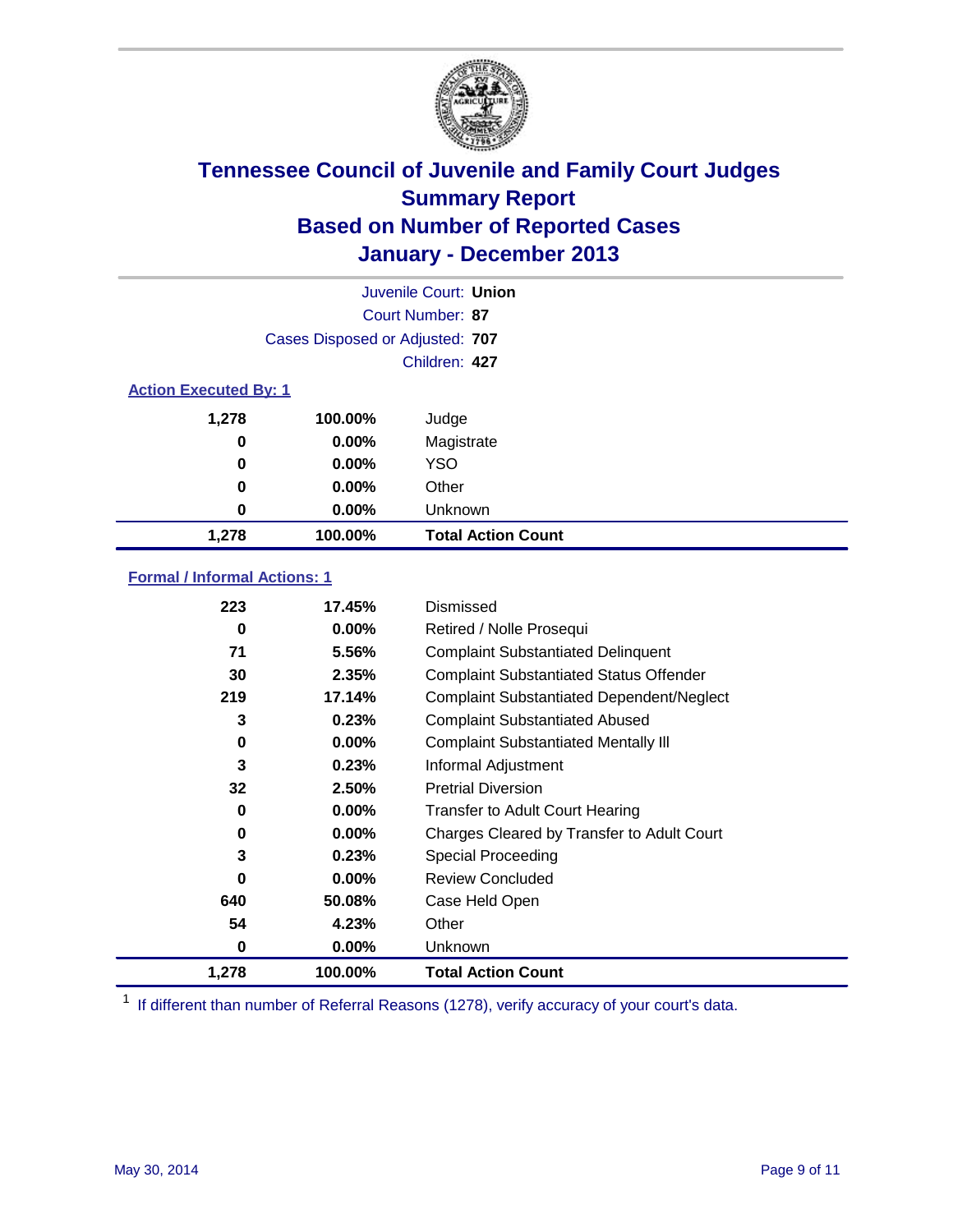# Tennessee Council of Juvenile and Family Court Judges
## Summary Report
## Based on Number of Reported Cases
## January - December 2013

Juvenile Court: **Union**
Court Number: **87**
Cases Disposed or Adjusted: **707**
Children: **427**

### Action Executed By: 1

| | | |
|---|---|---|
| 1,278 | 100.00% | Judge |
| 0 | 0.00% | Magistrate |
| 0 | 0.00% | YSO |
| 0 | 0.00% | Other |
| 0 | 0.00% | Unknown |
| **1,278** | **100.00%** | **Total Action Count** |

### Formal / Informal Actions: 1

| | | |
|---|---|---|
| 223 | 17.45% | Dismissed |
| 0 | 0.00% | Retired / Nolle Prosequi |
| 71 | 5.56% | Complaint Substantiated Delinquent |
| 30 | 2.35% | Complaint Substantiated Status Offender |
| 219 | 17.14% | Complaint Substantiated Dependent/Neglect |
| 3 | 0.23% | Complaint Substantiated Abused |
| 0 | 0.00% | Complaint Substantiated Mentally Ill |
| 3 | 0.23% | Informal Adjustment |
| 32 | 2.50% | Pretrial Diversion |
| 0 | 0.00% | Transfer to Adult Court Hearing |
| 0 | 0.00% | Charges Cleared by Transfer to Adult Court |
| 3 | 0.23% | Special Proceeding |
| 0 | 0.00% | Review Concluded |
| 640 | 50.08% | Case Held Open |
| 54 | 4.23% | Other |
| 0 | 0.00% | Unknown |
| **1,278** | **100.00%** | **Total Action Count** |

[1] If different than number of Referral Reasons (1278), verify accuracy of your court's data.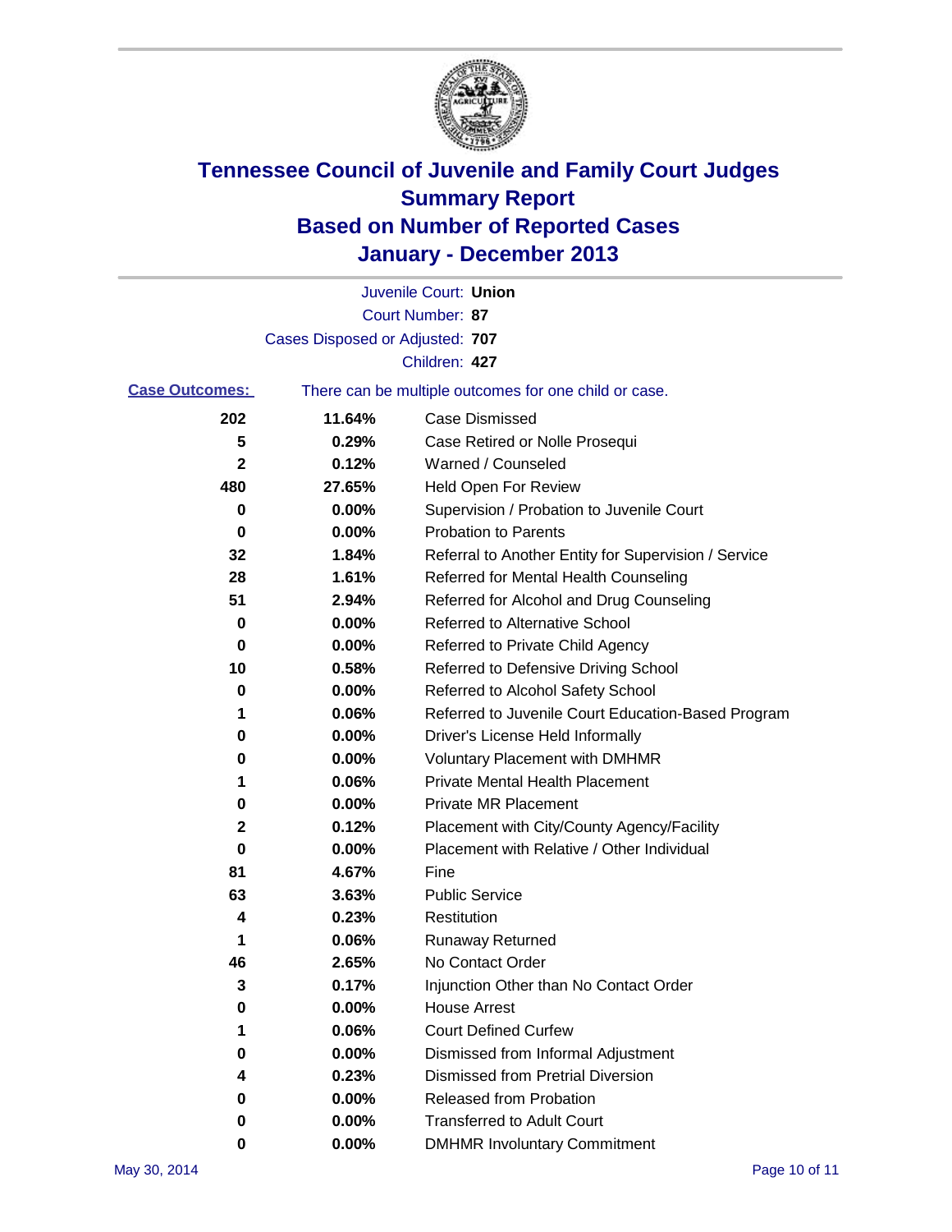# Tennessee Council of Juvenile and Family Court Judges
# Summary Report
# Based on Number of Reported Cases
# January - December 2013

Juvenile Court: **Union**
Court Number: **87**
Cases Disposed or Adjusted: **707**
Children: **427**

**Case Outcomes:** There can be multiple outcomes for one child or case.

| Count | Percent | Outcome |
|---|---|---|
| **202** | **11.64%** | Case Dismissed |
| **5** | **0.29%** | Case Retired or Nolle Prosequi |
| **2** | **0.12%** | Warned / Counseled |
| **480** | **27.65%** | Held Open For Review |
| **0** | **0.00%** | Supervision / Probation to Juvenile Court |
| **0** | **0.00%** | Probation to Parents |
| **32** | **1.84%** | Referral to Another Entity for Supervision / Service |
| **28** | **1.61%** | Referred for Mental Health Counseling |
| **51** | **2.94%** | Referred for Alcohol and Drug Counseling |
| **0** | **0.00%** | Referred to Alternative School |
| **0** | **0.00%** | Referred to Private Child Agency |
| **10** | **0.58%** | Referred to Defensive Driving School |
| **0** | **0.00%** | Referred to Alcohol Safety School |
| **1** | **0.06%** | Referred to Juvenile Court Education-Based Program |
| **0** | **0.00%** | Driver's License Held Informally |
| **0** | **0.00%** | Voluntary Placement with DMHMR |
| **1** | **0.06%** | Private Mental Health Placement |
| **0** | **0.00%** | Private MR Placement |
| **2** | **0.12%** | Placement with City/County Agency/Facility |
| **0** | **0.00%** | Placement with Relative / Other Individual |
| **81** | **4.67%** | Fine |
| **63** | **3.63%** | Public Service |
| **4** | **0.23%** | Restitution |
| **1** | **0.06%** | Runaway Returned |
| **46** | **2.65%** | No Contact Order |
| **3** | **0.17%** | Injunction Other than No Contact Order |
| **0** | **0.00%** | House Arrest |
| **1** | **0.06%** | Court Defined Curfew |
| **0** | **0.00%** | Dismissed from Informal Adjustment |
| **4** | **0.23%** | Dismissed from Pretrial Diversion |
| **0** | **0.00%** | Released from Probation |
| **0** | **0.00%** | Transferred to Adult Court |
| **0** | **0.00%** | DMHMR Involuntary Commitment |

May 30, 2014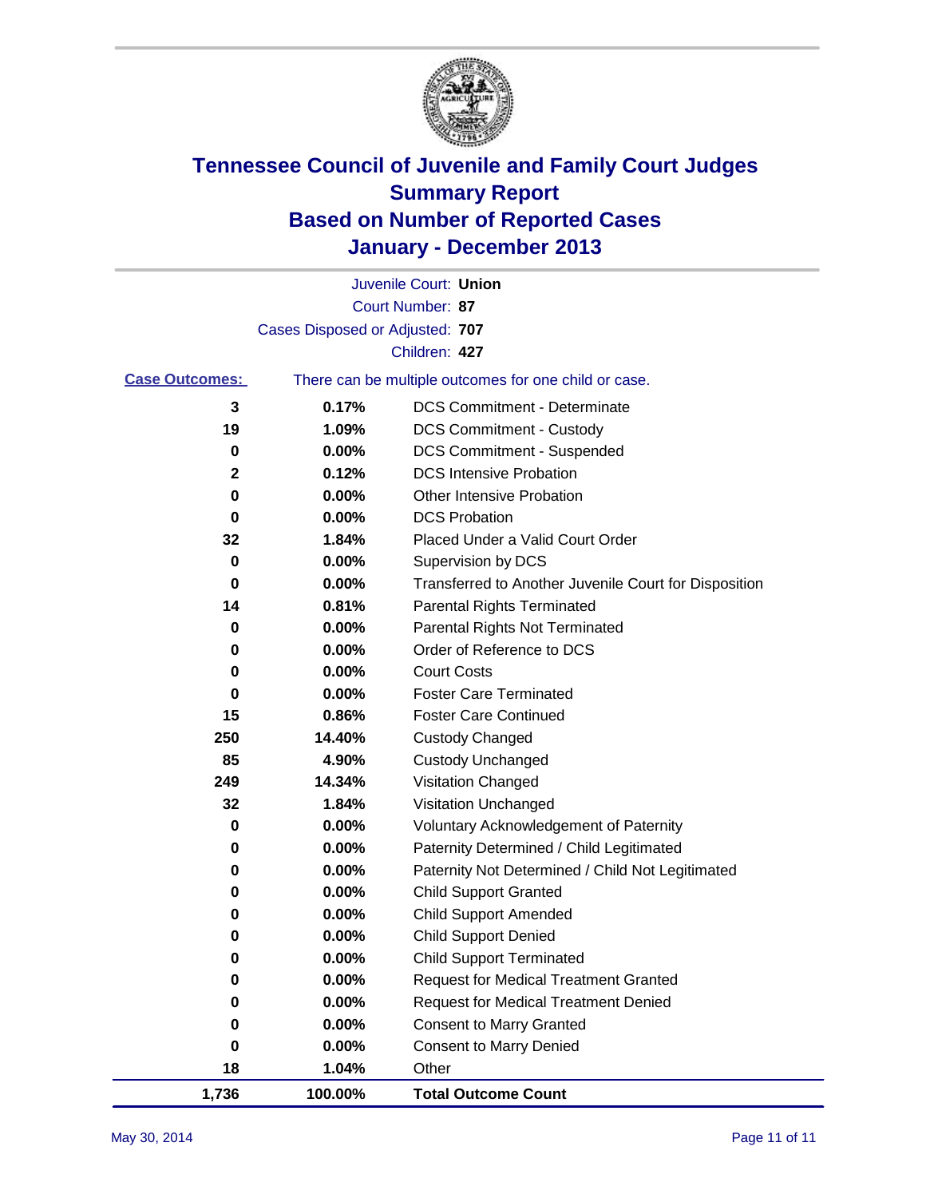# Tennessee Council of Juvenile and Family Court Judges
## Summary Report
## Based on Number of Reported Cases
## January - December 2013

Juvenile Court: **Union**
Court Number: **87**
Cases Disposed or Adjusted: **707**
Children: **427**

**Case Outcomes:** There can be multiple outcomes for one child or case.

| | | |
|---|---|---|
| 3 | 0.17% | DCS Commitment - Determinate |
| 19 | 1.09% | DCS Commitment - Custody |
| 0 | 0.00% | DCS Commitment - Suspended |
| 2 | 0.12% | DCS Intensive Probation |
| 0 | 0.00% | Other Intensive Probation |
| 0 | 0.00% | DCS Probation |
| 32 | 1.84% | Placed Under a Valid Court Order |
| 0 | 0.00% | Supervision by DCS |
| 0 | 0.00% | Transferred to Another Juvenile Court for Disposition |
| 14 | 0.81% | Parental Rights Terminated |
| 0 | 0.00% | Parental Rights Not Terminated |
| 0 | 0.00% | Order of Reference to DCS |
| 0 | 0.00% | Court Costs |
| 0 | 0.00% | Foster Care Terminated |
| 15 | 0.86% | Foster Care Continued |
| 250 | 14.40% | Custody Changed |
| 85 | 4.90% | Custody Unchanged |
| 249 | 14.34% | Visitation Changed |
| 32 | 1.84% | Visitation Unchanged |
| 0 | 0.00% | Voluntary Acknowledgement of Paternity |
| 0 | 0.00% | Paternity Determined / Child Legitimated |
| 0 | 0.00% | Paternity Not Determined / Child Not Legitimated |
| 0 | 0.00% | Child Support Granted |
| 0 | 0.00% | Child Support Amended |
| 0 | 0.00% | Child Support Denied |
| 0 | 0.00% | Child Support Terminated |
| 0 | 0.00% | Request for Medical Treatment Granted |
| 0 | 0.00% | Request for Medical Treatment Denied |
| 0 | 0.00% | Consent to Marry Granted |
| 0 | 0.00% | Consent to Marry Denied |
| 18 | 1.04% | Other |
| **1,736** | **100.00%** | **Total Outcome Count** |

May 30, 2014